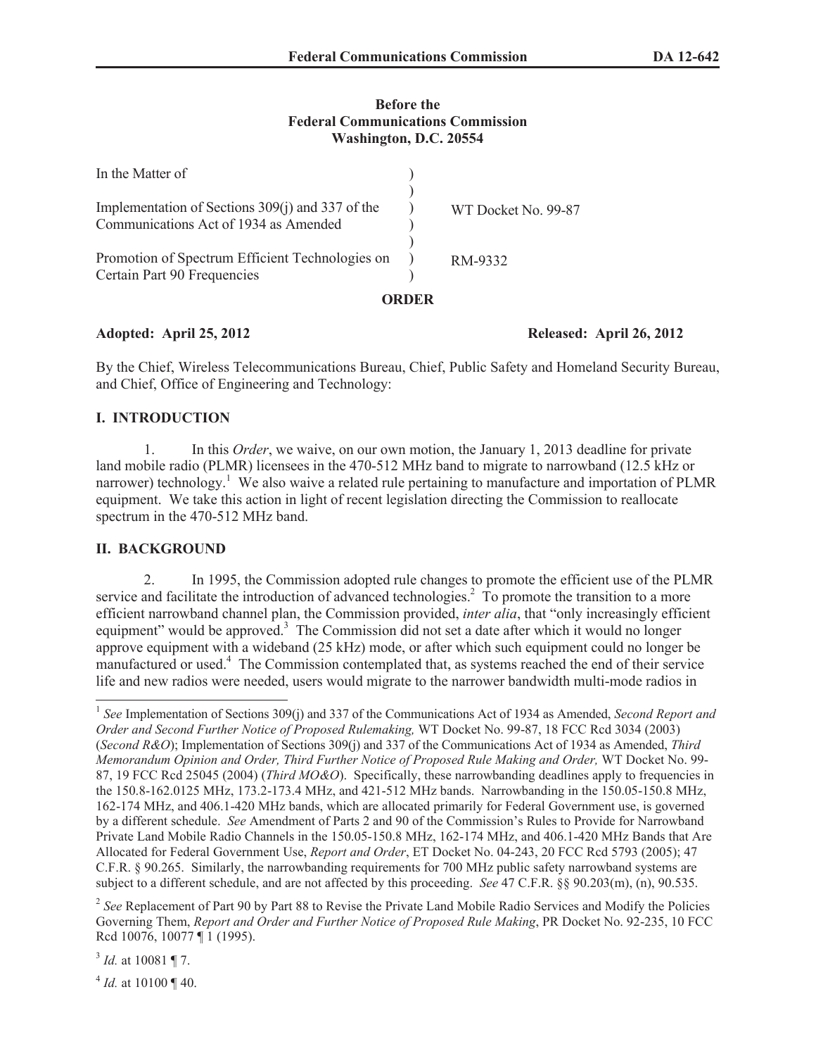**Before the**
**Federal Communications Commission**
**Washington, D.C. 20554**

| | | |
|---|---|---|
| In the Matter of | ) | |
| | ) | |
| Implementation of Sections 309(j) and 337 of the Communications Act of 1934 as Amended | ) | WT Docket No. 99-87 |
| | ) | |
| Promotion of Spectrum Efficient Technologies on Certain Part 90 Frequencies | ) | RM-9332 |

**ORDER**

**Adopted: April 25, 2012** **Released: April 26, 2012**

By the Chief, Wireless Telecommunications Bureau, Chief, Public Safety and Homeland Security Bureau, and Chief, Office of Engineering and Technology:

## I. INTRODUCTION

1. In this *Order*, we waive, on our own motion, the January 1, 2013 deadline for private land mobile radio (PLMR) licensees in the 470-512 MHz band to migrate to narrowband (12.5 kHz or narrower) technology.[1] We also waive a related rule pertaining to manufacture and importation of PLMR equipment. We take this action in light of recent legislation directing the Commission to reallocate spectrum in the 470-512 MHz band.

## II. BACKGROUND

2. In 1995, the Commission adopted rule changes to promote the efficient use of the PLMR service and facilitate the introduction of advanced technologies.[2] To promote the transition to a more efficient narrowband channel plan, the Commission provided, *inter alia*, that "only increasingly efficient equipment" would be approved.[3] The Commission did not set a date after which it would no longer approve equipment with a wideband (25 kHz) mode, or after which such equipment could no longer be manufactured or used.[4] The Commission contemplated that, as systems reached the end of their service life and new radios were needed, users would migrate to the narrower bandwidth multi-mode radios in

---

[1] *See* Implementation of Sections 309(j) and 337 of the Communications Act of 1934 as Amended, *Second Report and Order and Second Further Notice of Proposed Rulemaking,* WT Docket No. 99-87, 18 FCC Rcd 3034 (2003) (*Second R&O*); Implementation of Sections 309(j) and 337 of the Communications Act of 1934 as Amended, *Third Memorandum Opinion and Order, Third Further Notice of Proposed Rule Making and Order,* WT Docket No. 99-87, 19 FCC Rcd 25045 (2004) (*Third MO&O*). Specifically, these narrowbanding deadlines apply to frequencies in the 150.8-162.0125 MHz, 173.2-173.4 MHz, and 421-512 MHz bands. Narrowbanding in the 150.05-150.8 MHz, 162-174 MHz, and 406.1-420 MHz bands, which are allocated primarily for Federal Government use, is governed by a different schedule. *See* Amendment of Parts 2 and 90 of the Commission's Rules to Provide for Narrowband Private Land Mobile Radio Channels in the 150.05-150.8 MHz, 162-174 MHz, and 406.1-420 MHz Bands that Are Allocated for Federal Government Use, *Report and Order*, ET Docket No. 04-243, 20 FCC Rcd 5793 (2005); 47 C.F.R. § 90.265. Similarly, the narrowbanding requirements for 700 MHz public safety narrowband systems are subject to a different schedule, and are not affected by this proceeding. *See* 47 C.F.R. §§ 90.203(m), (n), 90.535.

[2] *See* Replacement of Part 90 by Part 88 to Revise the Private Land Mobile Radio Services and Modify the Policies Governing Them, *Report and Order and Further Notice of Proposed Rule Making*, PR Docket No. 92-235, 10 FCC Rcd 10076, 10077 ¶ 1 (1995).

[3] *Id.* at 10081 ¶ 7.

[4] *Id.* at 10100 ¶ 40.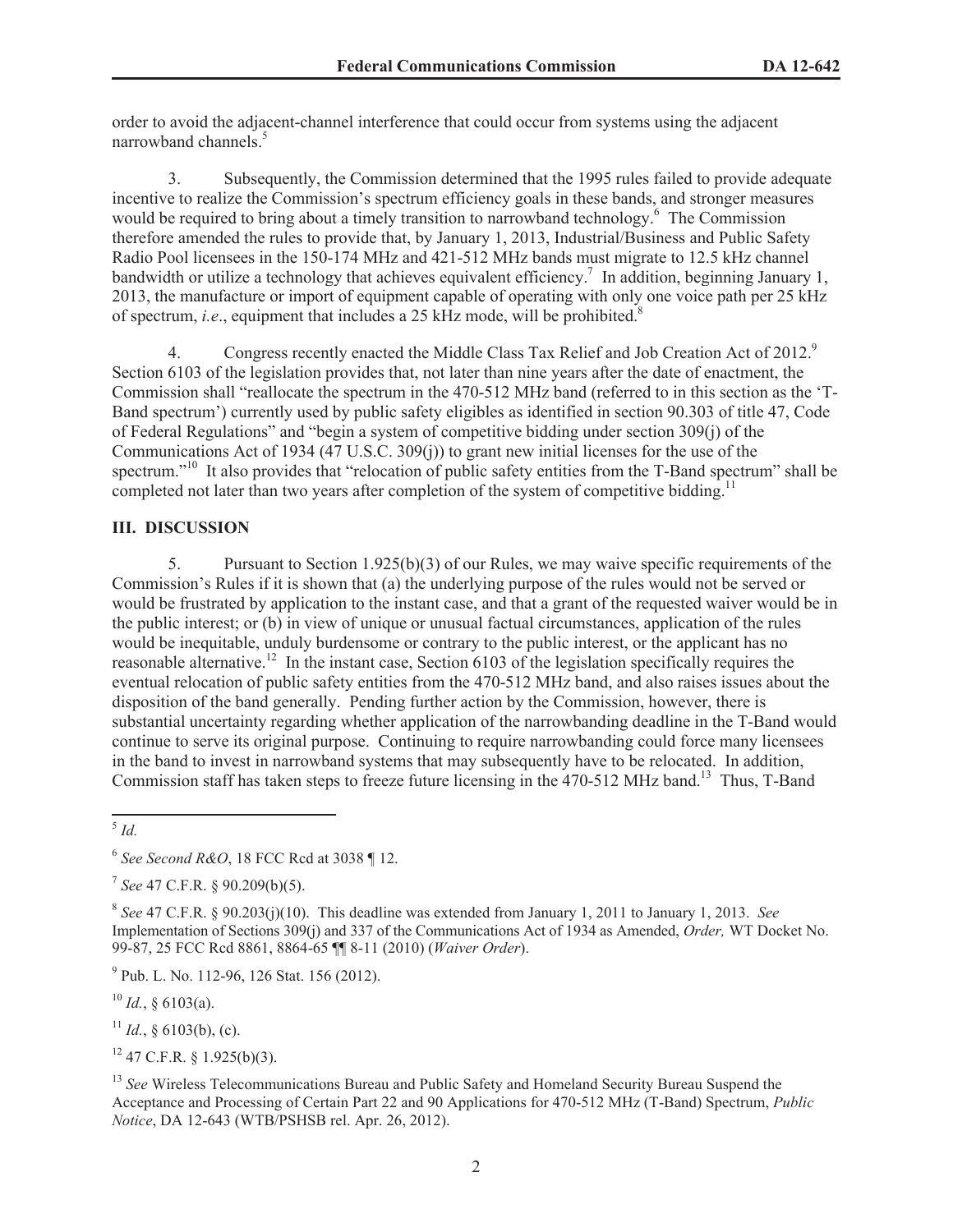order to avoid the adjacent-channel interference that could occur from systems using the adjacent narrowband channels.[5]

3. Subsequently, the Commission determined that the 1995 rules failed to provide adequate incentive to realize the Commission's spectrum efficiency goals in these bands, and stronger measures would be required to bring about a timely transition to narrowband technology.[6] The Commission therefore amended the rules to provide that, by January 1, 2013, Industrial/Business and Public Safety Radio Pool licensees in the 150-174 MHz and 421-512 MHz bands must migrate to 12.5 kHz channel bandwidth or utilize a technology that achieves equivalent efficiency.[7] In addition, beginning January 1, 2013, the manufacture or import of equipment capable of operating with only one voice path per 25 kHz of spectrum, *i.e*., equipment that includes a 25 kHz mode, will be prohibited.[8]

4. Congress recently enacted the Middle Class Tax Relief and Job Creation Act of 2012.[9] Section 6103 of the legislation provides that, not later than nine years after the date of enactment, the Commission shall "reallocate the spectrum in the 470-512 MHz band (referred to in this section as the 'T-Band spectrum') currently used by public safety eligibles as identified in section 90.303 of title 47, Code of Federal Regulations" and "begin a system of competitive bidding under section 309(j) of the Communications Act of 1934 (47 U.S.C. 309(j)) to grant new initial licenses for the use of the spectrum."[10] It also provides that "relocation of public safety entities from the T-Band spectrum" shall be completed not later than two years after completion of the system of competitive bidding.[11]

## III. DISCUSSION

5. Pursuant to Section 1.925(b)(3) of our Rules, we may waive specific requirements of the Commission's Rules if it is shown that (a) the underlying purpose of the rules would not be served or would be frustrated by application to the instant case, and that a grant of the requested waiver would be in the public interest; or (b) in view of unique or unusual factual circumstances, application of the rules would be inequitable, unduly burdensome or contrary to the public interest, or the applicant has no reasonable alternative.[12] In the instant case, Section 6103 of the legislation specifically requires the eventual relocation of public safety entities from the 470-512 MHz band, and also raises issues about the disposition of the band generally. Pending further action by the Commission, however, there is substantial uncertainty regarding whether application of the narrowbanding deadline in the T-Band would continue to serve its original purpose. Continuing to require narrowbanding could force many licensees in the band to invest in narrowband systems that may subsequently have to be relocated. In addition, Commission staff has taken steps to freeze future licensing in the 470-512 MHz band.[13] Thus, T-Band

---

[5] *Id.*

[6] *See Second R&O*, 18 FCC Rcd at 3038 ¶ 12.

[7] *See* 47 C.F.R. § 90.209(b)(5).

[8] *See* 47 C.F.R. § 90.203(j)(10). This deadline was extended from January 1, 2011 to January 1, 2013. *See* Implementation of Sections 309(j) and 337 of the Communications Act of 1934 as Amended, *Order,* WT Docket No. 99-87, 25 FCC Rcd 8861, 8864-65 ¶¶ 8-11 (2010) (*Waiver Order*).

[9] Pub. L. No. 112-96, 126 Stat. 156 (2012).

[10] *Id.*, § 6103(a).

[11] *Id.*, § 6103(b), (c).

[12] 47 C.F.R. § 1.925(b)(3).

[13] *See* Wireless Telecommunications Bureau and Public Safety and Homeland Security Bureau Suspend the Acceptance and Processing of Certain Part 22 and 90 Applications for 470-512 MHz (T-Band) Spectrum, *Public Notice*, DA 12-643 (WTB/PSHSB rel. Apr. 26, 2012).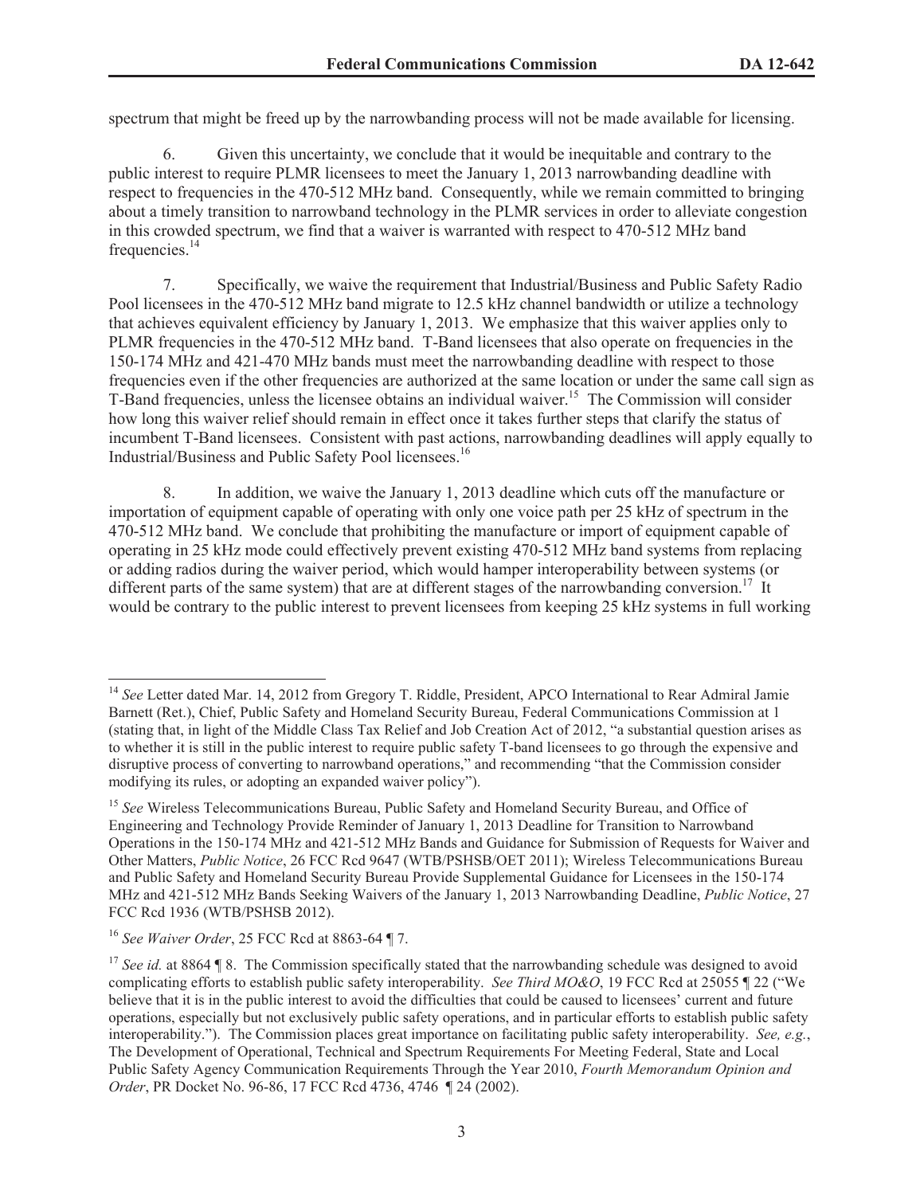spectrum that might be freed up by the narrowbanding process will not be made available for licensing.

6. Given this uncertainty, we conclude that it would be inequitable and contrary to the public interest to require PLMR licensees to meet the January 1, 2013 narrowbanding deadline with respect to frequencies in the 470-512 MHz band. Consequently, while we remain committed to bringing about a timely transition to narrowband technology in the PLMR services in order to alleviate congestion in this crowded spectrum, we find that a waiver is warranted with respect to 470-512 MHz band frequencies.[14]

7. Specifically, we waive the requirement that Industrial/Business and Public Safety Radio Pool licensees in the 470-512 MHz band migrate to 12.5 kHz channel bandwidth or utilize a technology that achieves equivalent efficiency by January 1, 2013. We emphasize that this waiver applies only to PLMR frequencies in the 470-512 MHz band. T-Band licensees that also operate on frequencies in the 150-174 MHz and 421-470 MHz bands must meet the narrowbanding deadline with respect to those frequencies even if the other frequencies are authorized at the same location or under the same call sign as T-Band frequencies, unless the licensee obtains an individual waiver.[15] The Commission will consider how long this waiver relief should remain in effect once it takes further steps that clarify the status of incumbent T-Band licensees. Consistent with past actions, narrowbanding deadlines will apply equally to Industrial/Business and Public Safety Pool licensees.[16]

8. In addition, we waive the January 1, 2013 deadline which cuts off the manufacture or importation of equipment capable of operating with only one voice path per 25 kHz of spectrum in the 470-512 MHz band. We conclude that prohibiting the manufacture or import of equipment capable of operating in 25 kHz mode could effectively prevent existing 470-512 MHz band systems from replacing or adding radios during the waiver period, which would hamper interoperability between systems (or different parts of the same system) that are at different stages of the narrowbanding conversion.[17] It would be contrary to the public interest to prevent licensees from keeping 25 kHz systems in full working

---

[14] *See* Letter dated Mar. 14, 2012 from Gregory T. Riddle, President, APCO International to Rear Admiral Jamie Barnett (Ret.), Chief, Public Safety and Homeland Security Bureau, Federal Communications Commission at 1 (stating that, in light of the Middle Class Tax Relief and Job Creation Act of 2012, "a substantial question arises as to whether it is still in the public interest to require public safety T-band licensees to go through the expensive and disruptive process of converting to narrowband operations," and recommending "that the Commission consider modifying its rules, or adopting an expanded waiver policy").

[15] *See* Wireless Telecommunications Bureau, Public Safety and Homeland Security Bureau, and Office of Engineering and Technology Provide Reminder of January 1, 2013 Deadline for Transition to Narrowband Operations in the 150-174 MHz and 421-512 MHz Bands and Guidance for Submission of Requests for Waiver and Other Matters, *Public Notice*, 26 FCC Rcd 9647 (WTB/PSHSB/OET 2011); Wireless Telecommunications Bureau and Public Safety and Homeland Security Bureau Provide Supplemental Guidance for Licensees in the 150-174 MHz and 421-512 MHz Bands Seeking Waivers of the January 1, 2013 Narrowbanding Deadline, *Public Notice*, 27 FCC Rcd 1936 (WTB/PSHSB 2012).

[16] *See Waiver Order*, 25 FCC Rcd at 8863-64 ¶ 7.

[17] *See id.* at 8864 ¶ 8. The Commission specifically stated that the narrowbanding schedule was designed to avoid complicating efforts to establish public safety interoperability. *See Third MO&O*, 19 FCC Rcd at 25055 ¶ 22 ("We believe that it is in the public interest to avoid the difficulties that could be caused to licensees' current and future operations, especially but not exclusively public safety operations, and in particular efforts to establish public safety interoperability."). The Commission places great importance on facilitating public safety interoperability. *See, e.g.*, The Development of Operational, Technical and Spectrum Requirements For Meeting Federal, State and Local Public Safety Agency Communication Requirements Through the Year 2010, *Fourth Memorandum Opinion and Order*, PR Docket No. 96-86, 17 FCC Rcd 4736, 4746 ¶ 24 (2002).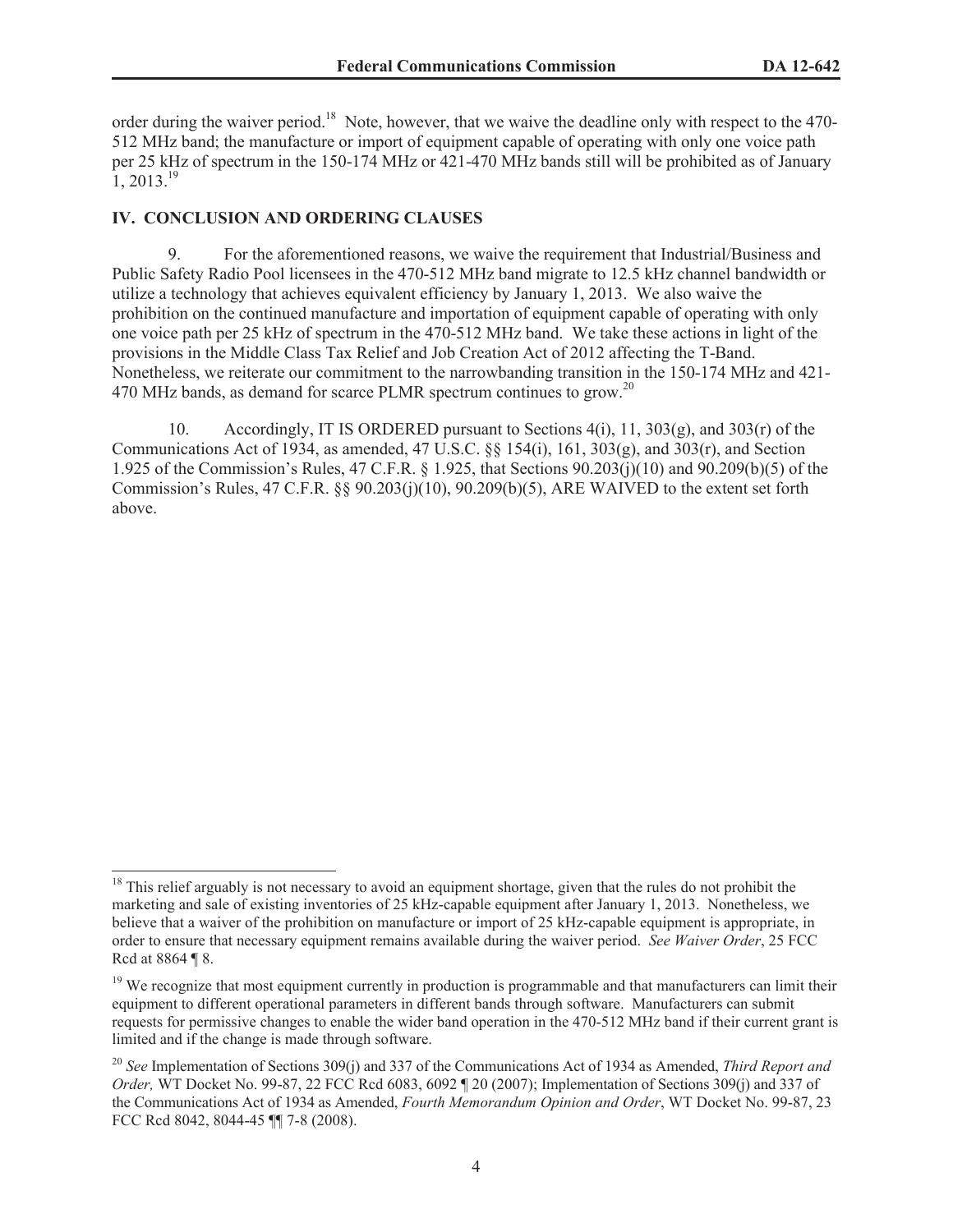order during the waiver period.[18] Note, however, that we waive the deadline only with respect to the 470-512 MHz band; the manufacture or import of equipment capable of operating with only one voice path per 25 kHz of spectrum in the 150-174 MHz or 421-470 MHz bands still will be prohibited as of January 1, 2013.[19]

## IV. CONCLUSION AND ORDERING CLAUSES

9. For the aforementioned reasons, we waive the requirement that Industrial/Business and Public Safety Radio Pool licensees in the 470-512 MHz band migrate to 12.5 kHz channel bandwidth or utilize a technology that achieves equivalent efficiency by January 1, 2013. We also waive the prohibition on the continued manufacture and importation of equipment capable of operating with only one voice path per 25 kHz of spectrum in the 470-512 MHz band. We take these actions in light of the provisions in the Middle Class Tax Relief and Job Creation Act of 2012 affecting the T-Band. Nonetheless, we reiterate our commitment to the narrowbanding transition in the 150-174 MHz and 421-470 MHz bands, as demand for scarce PLMR spectrum continues to grow.[20]

10. Accordingly, IT IS ORDERED pursuant to Sections 4(i), 11, 303(g), and 303(r) of the Communications Act of 1934, as amended, 47 U.S.C. §§ 154(i), 161, 303(g), and 303(r), and Section 1.925 of the Commission's Rules, 47 C.F.R. § 1.925, that Sections 90.203(j)(10) and 90.209(b)(5) of the Commission's Rules, 47 C.F.R. §§ 90.203(j)(10), 90.209(b)(5), ARE WAIVED to the extent set forth above.

---

[18] This relief arguably is not necessary to avoid an equipment shortage, given that the rules do not prohibit the marketing and sale of existing inventories of 25 kHz-capable equipment after January 1, 2013. Nonetheless, we believe that a waiver of the prohibition on manufacture or import of 25 kHz-capable equipment is appropriate, in order to ensure that necessary equipment remains available during the waiver period. *See Waiver Order*, 25 FCC Rcd at 8864 ¶ 8.

[19] We recognize that most equipment currently in production is programmable and that manufacturers can limit their equipment to different operational parameters in different bands through software. Manufacturers can submit requests for permissive changes to enable the wider band operation in the 470-512 MHz band if their current grant is limited and if the change is made through software.

[20] *See* Implementation of Sections 309(j) and 337 of the Communications Act of 1934 as Amended, *Third Report and Order,* WT Docket No. 99-87, 22 FCC Rcd 6083, 6092 ¶ 20 (2007); Implementation of Sections 309(j) and 337 of the Communications Act of 1934 as Amended, *Fourth Memorandum Opinion and Order*, WT Docket No. 99-87, 23 FCC Rcd 8042, 8044-45 ¶¶ 7-8 (2008).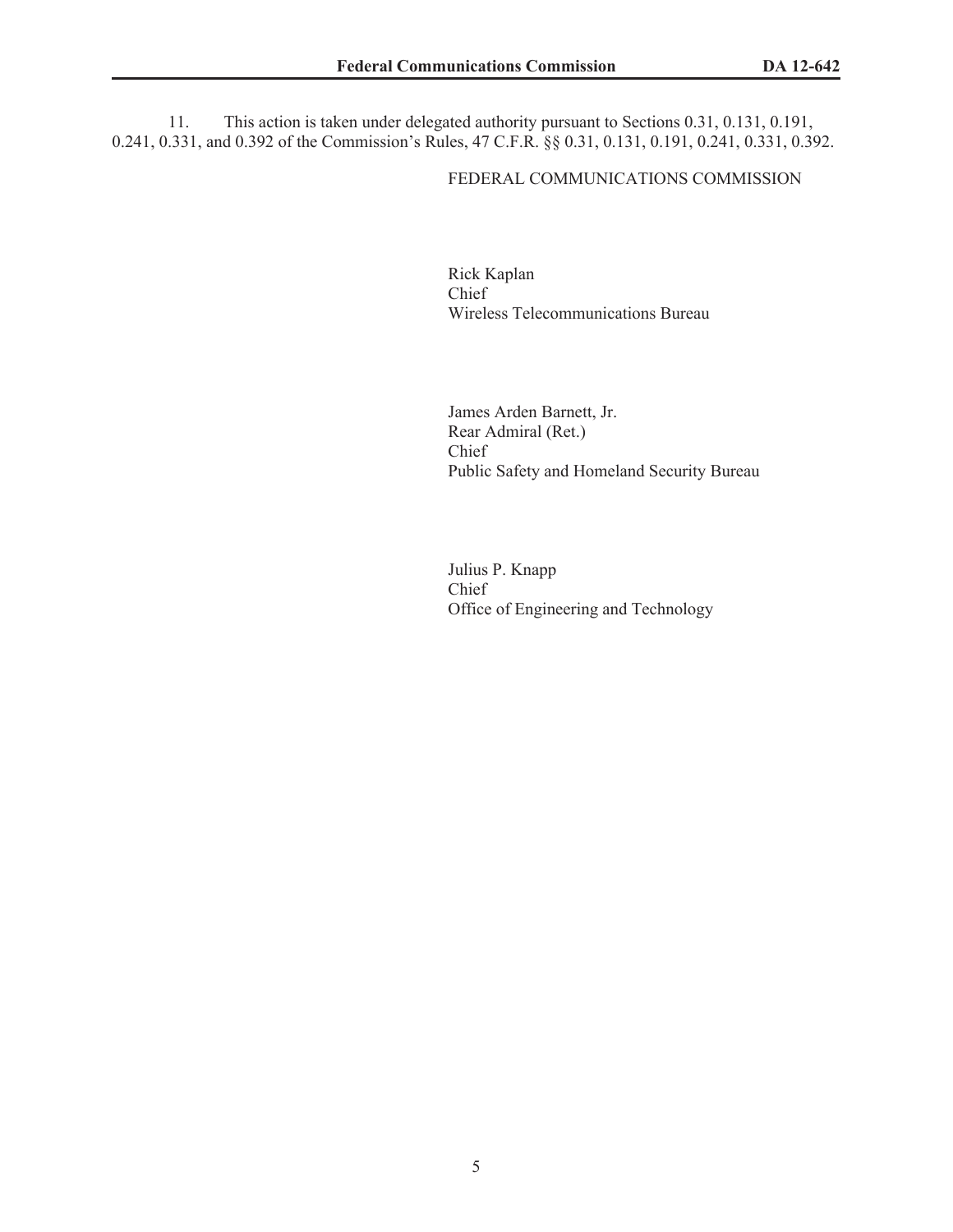11. This action is taken under delegated authority pursuant to Sections 0.31, 0.131, 0.191, 0.241, 0.331, and 0.392 of the Commission's Rules, 47 C.F.R. §§ 0.31, 0.131, 0.191, 0.241, 0.331, 0.392.

FEDERAL COMMUNICATIONS COMMISSION

Rick Kaplan
Chief
Wireless Telecommunications Bureau

James Arden Barnett, Jr.
Rear Admiral (Ret.)
Chief
Public Safety and Homeland Security Bureau

Julius P. Knapp
Chief
Office of Engineering and Technology